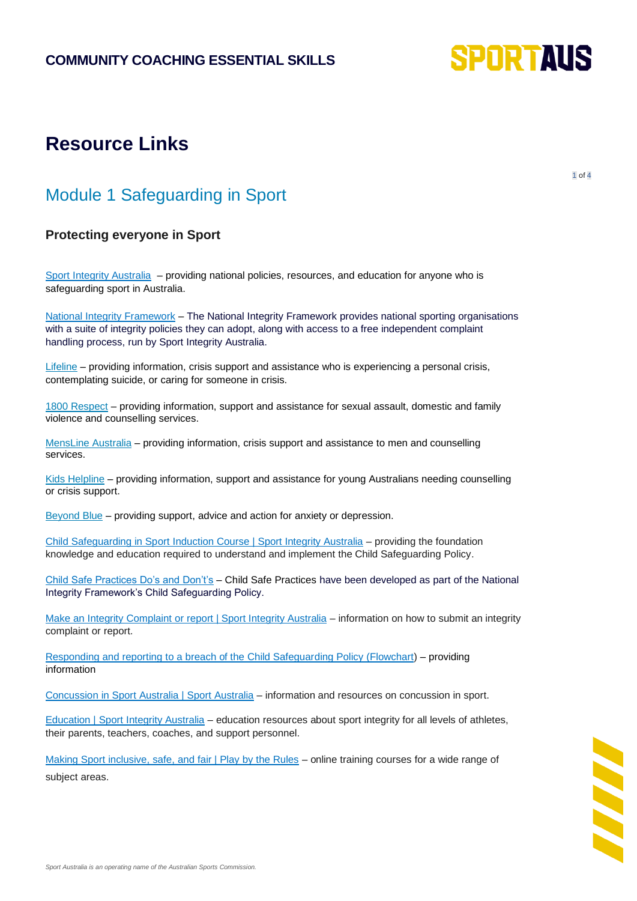# Resource Links

## Module 1 Safeguarding in Sport

### Protecting everyone in Sport

Sport Integrity Australia – providing national policies, resources, and education for anyone who is safeguarding sport in Australia.

National Integrity Framework – The National Integrity Framework provides national sporting organisations with a suite of integrity policies they can adopt, along with access to a free independent complaint handling process, run by Sport Integrity Australia.

Lifeline – providing information, crisis support and assistance who is experiencing a personal crisis, contemplating suicide, or caring for someone in crisis.

1800 Respect – providing information, support and assistance for sexual assault, domestic and family violence and counselling services.

MensLine Australia – providing information, crisis support and assistance to men and counselling services.

Kids Helpline – providing information, support and assistance for young Australians needing counselling or crisis support.

Beyond Blue – providing support, advice and action for anxiety or depression.

Child Safeguarding in Sport Induction Course | Sport Integrity Australia – providing the foundation knowledge and education required to understand and implement the Child Safeguarding Policy.

Child Safe Practices Do's and Don't's – Child Safe Practices have been developed as part of the National Integrity Framework's Child Safeguarding Policy.

Make an Integrity Complaint or report | Sport Integrity Australia – information on how to submit an integrity complaint or report.

Responding and reporting to a breach of the Child Safeguarding Policy (Flowchart) – providing information

Concussion in Sport Australia | Sport Australia – information and resources on concussion in sport.

Education | Sport Integrity Australia – education resources about sport integrity for all levels of athletes, their parents, teachers, coaches, and support personnel.

Making Sport inclusive, safe, and fair | Play by the Rules – online training courses for a wide range of subject areas.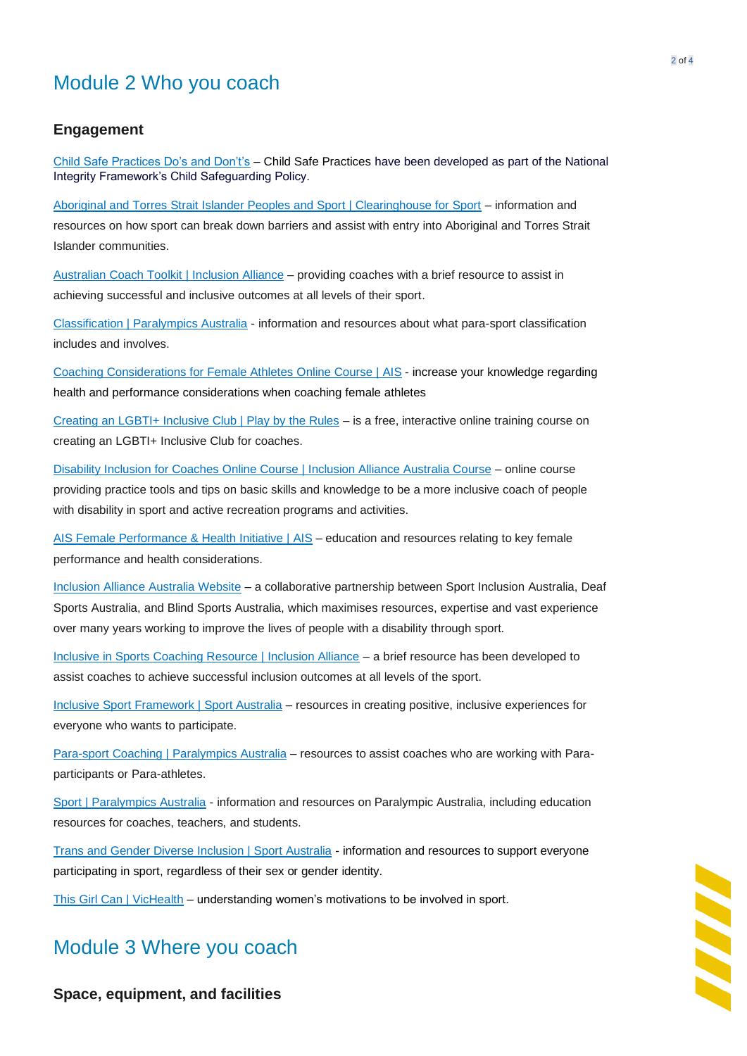# Module 2 Who you coach

## Engagement

Child Safe Practices Do's and Don't's – Child Safe Practices have been developed as part of the National Integrity Framework's Child Safeguarding Policy.

Aboriginal and Torres Strait Islander Peoples and Sport | Clearinghouse for Sport – information and resources on how sport can break down barriers and assist with entry into Aboriginal and Torres Strait Islander communities.

Australian Coach Toolkit | Inclusion Alliance – providing coaches with a brief resource to assist in achieving successful and inclusive outcomes at all levels of their sport.

Classification | Paralympics Australia - information and resources about what para-sport classification includes and involves.

Coaching Considerations for Female Athletes Online Course | AIS - increase your knowledge regarding health and performance considerations when coaching female athletes

Creating an LGBTI+ Inclusive Club | Play by the Rules – is a free, interactive online training course on creating an LGBTI+ Inclusive Club for coaches.

Disability Inclusion for Coaches Online Course | Inclusion Alliance Australia Course – online course providing practice tools and tips on basic skills and knowledge to be a more inclusive coach of people with disability in sport and active recreation programs and activities.

AIS Female Performance & Health Initiative | AIS – education and resources relating to key female performance and health considerations.

Inclusion Alliance Australia Website – a collaborative partnership between Sport Inclusion Australia, Deaf Sports Australia, and Blind Sports Australia, which maximises resources, expertise and vast experience over many years working to improve the lives of people with a disability through sport.

Inclusive in Sports Coaching Resource | Inclusion Alliance – a brief resource has been developed to assist coaches to achieve successful inclusion outcomes at all levels of the sport.

Inclusive Sport Framework | Sport Australia – resources in creating positive, inclusive experiences for everyone who wants to participate.

Para-sport Coaching | Paralympics Australia – resources to assist coaches who are working with Para-participants or Para-athletes.

Sport | Paralympics Australia - information and resources on Paralympic Australia, including education resources for coaches, teachers, and students.

Trans and Gender Diverse Inclusion | Sport Australia - information and resources to support everyone participating in sport, regardless of their sex or gender identity.

This Girl Can | VicHealth – understanding women's motivations to be involved in sport.

# Module 3 Where you coach

## Space, equipment, and facilities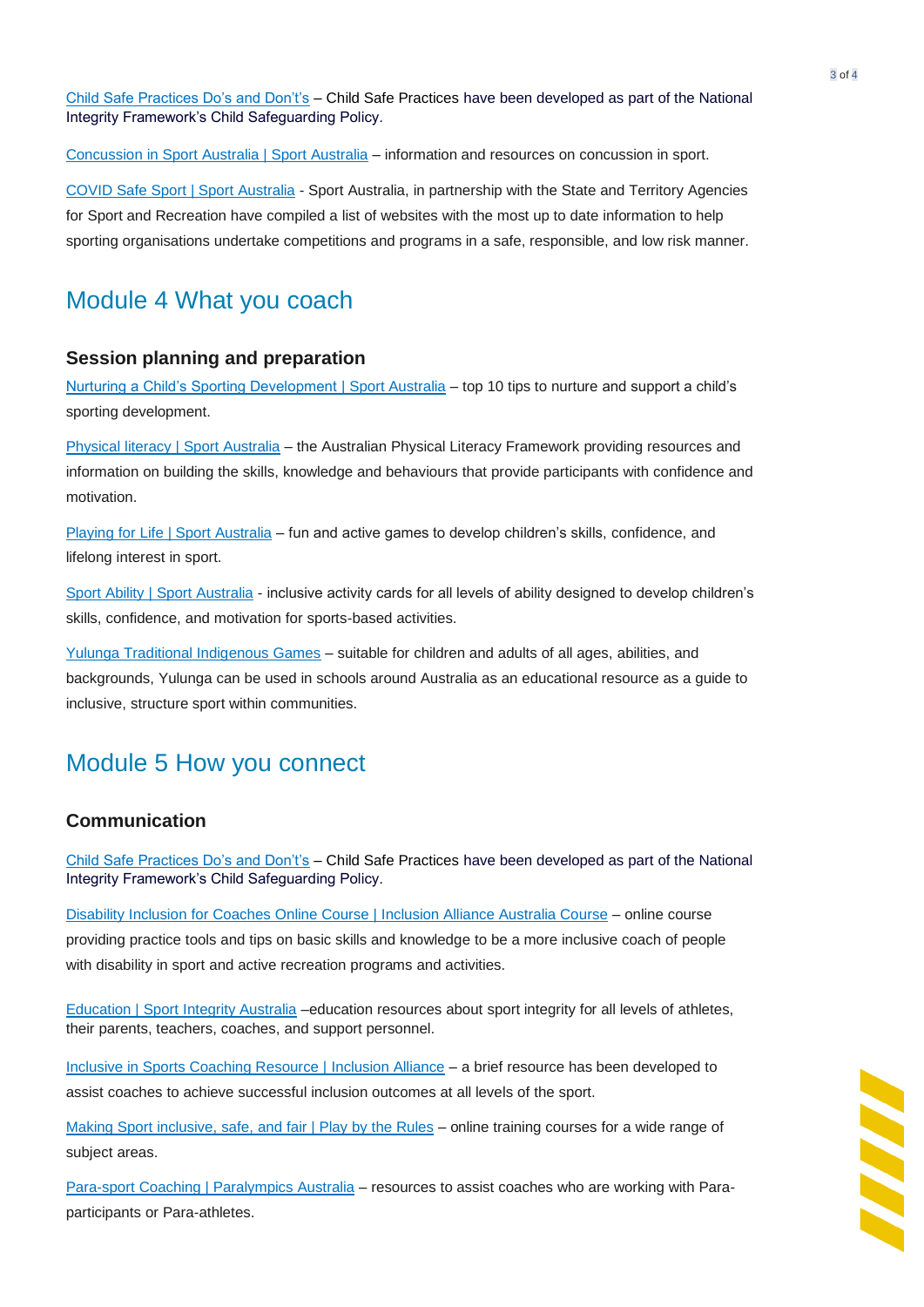Child Safe Practices Do's and Don't's – Child Safe Practices have been developed as part of the National Integrity Framework's Child Safeguarding Policy.

Concussion in Sport Australia | Sport Australia – information and resources on concussion in sport.

COVID Safe Sport | Sport Australia - Sport Australia, in partnership with the State and Territory Agencies for Sport and Recreation have compiled a list of websites with the most up to date information to help sporting organisations undertake competitions and programs in a safe, responsible, and low risk manner.

## Module 4 What you coach

### Session planning and preparation

Nurturing a Child's Sporting Development | Sport Australia – top 10 tips to nurture and support a child's sporting development.

Physical literacy | Sport Australia – the Australian Physical Literacy Framework providing resources and information on building the skills, knowledge and behaviours that provide participants with confidence and motivation.

Playing for Life | Sport Australia – fun and active games to develop children's skills, confidence, and lifelong interest in sport.

Sport Ability | Sport Australia - inclusive activity cards for all levels of ability designed to develop children's skills, confidence, and motivation for sports-based activities.

Yulunga Traditional Indigenous Games – suitable for children and adults of all ages, abilities, and backgrounds, Yulunga can be used in schools around Australia as an educational resource as a guide to inclusive, structure sport within communities.

## Module 5 How you connect

### Communication

Child Safe Practices Do's and Don't's – Child Safe Practices have been developed as part of the National Integrity Framework's Child Safeguarding Policy.

Disability Inclusion for Coaches Online Course | Inclusion Alliance Australia Course – online course providing practice tools and tips on basic skills and knowledge to be a more inclusive coach of people with disability in sport and active recreation programs and activities.

Education | Sport Integrity Australia –education resources about sport integrity for all levels of athletes, their parents, teachers, coaches, and support personnel.

Inclusive in Sports Coaching Resource | Inclusion Alliance – a brief resource has been developed to assist coaches to achieve successful inclusion outcomes at all levels of the sport.

Making Sport inclusive, safe, and fair | Play by the Rules – online training courses for a wide range of subject areas.

Para-sport Coaching | Paralympics Australia – resources to assist coaches who are working with Para-participants or Para-athletes.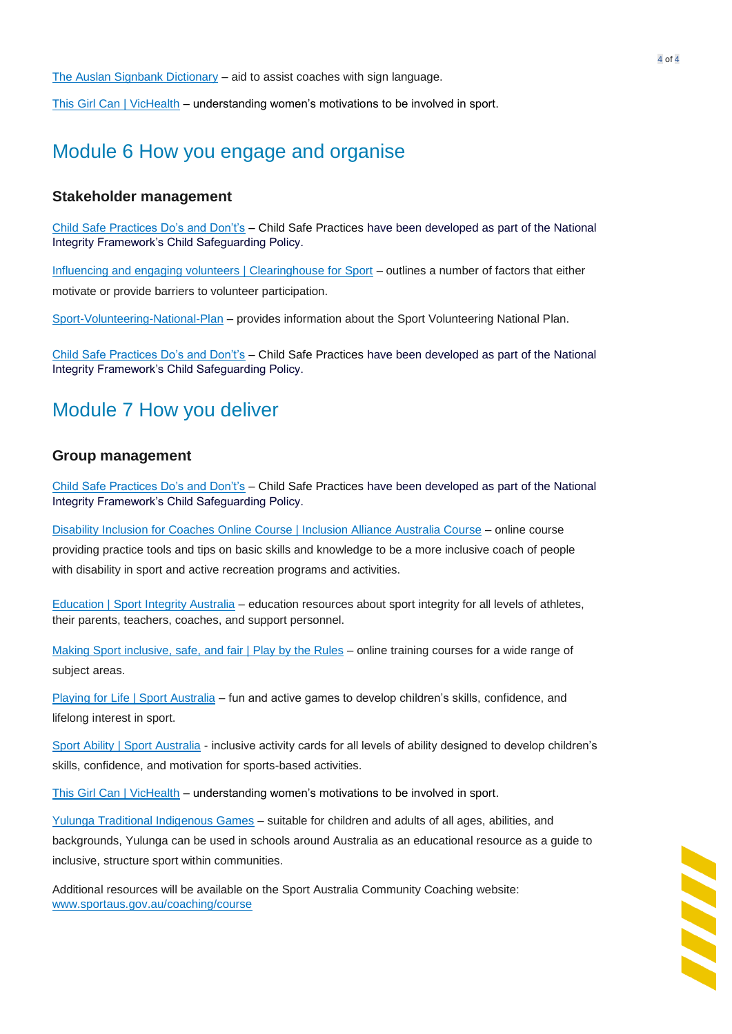The Auslan Signbank Dictionary – aid to assist coaches with sign language.

This Girl Can | VicHealth – understanding women's motivations to be involved in sport.

## Module 6 How you engage and organise

### Stakeholder management

Child Safe Practices Do's and Don't's – Child Safe Practices have been developed as part of the National Integrity Framework's Child Safeguarding Policy.

Influencing and engaging volunteers | Clearinghouse for Sport – outlines a number of factors that either motivate or provide barriers to volunteer participation.

Sport-Volunteering-National-Plan – provides information about the Sport Volunteering National Plan.

Child Safe Practices Do's and Don't's – Child Safe Practices have been developed as part of the National Integrity Framework's Child Safeguarding Policy.

## Module 7 How you deliver

### Group management

Child Safe Practices Do's and Don't's – Child Safe Practices have been developed as part of the National Integrity Framework's Child Safeguarding Policy.

Disability Inclusion for Coaches Online Course | Inclusion Alliance Australia Course – online course providing practice tools and tips on basic skills and knowledge to be a more inclusive coach of people with disability in sport and active recreation programs and activities.

Education | Sport Integrity Australia – education resources about sport integrity for all levels of athletes, their parents, teachers, coaches, and support personnel.

Making Sport inclusive, safe, and fair | Play by the Rules – online training courses for a wide range of subject areas.

Playing for Life | Sport Australia – fun and active games to develop children's skills, confidence, and lifelong interest in sport.

Sport Ability | Sport Australia - inclusive activity cards for all levels of ability designed to develop children's skills, confidence, and motivation for sports-based activities.

This Girl Can | VicHealth – understanding women's motivations to be involved in sport.

Yulunga Traditional Indigenous Games – suitable for children and adults of all ages, abilities, and backgrounds, Yulunga can be used in schools around Australia as an educational resource as a guide to inclusive, structure sport within communities.

Additional resources will be available on the Sport Australia Community Coaching website: www.sportaus.gov.au/coaching/course